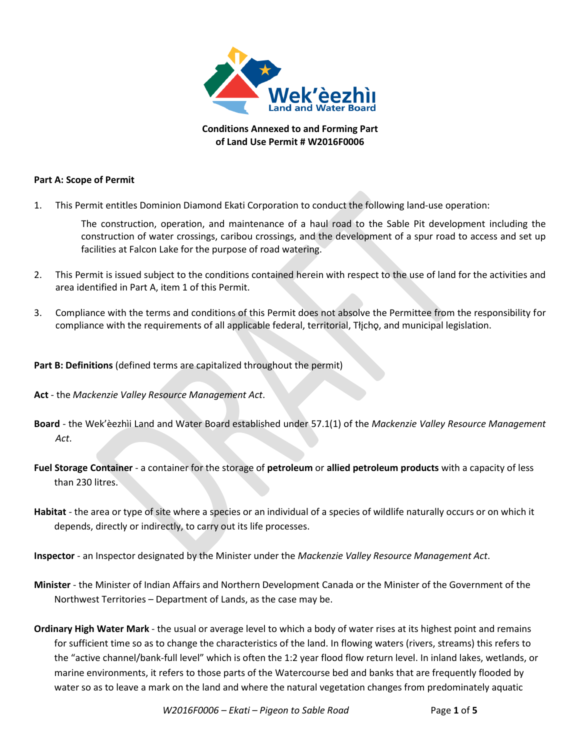**Conditions Annexed to and Forming Part of Land Use Permit # W2016F0006**

**Part A: Scope of Permit**

1. This Permit entitles Dominion Diamond Ekati Corporation to conduct the following land-use operation:

   The construction, operation, and maintenance of a haul road to the Sable Pit development including the construction of water crossings, caribou crossings, and the development of a spur road to access and set up facilities at Falcon Lake for the purpose of road watering.

2. This Permit is issued subject to the conditions contained herein with respect to the use of land for the activities and area identified in Part A, item 1 of this Permit.

3. Compliance with the terms and conditions of this Permit does not absolve the Permittee from the responsibility for compliance with the requirements of all applicable federal, territorial, Tłı̨chǫ, and municipal legislation.

**Part B: Definitions** (defined terms are capitalized throughout the permit)

**Act** - the *Mackenzie Valley Resource Management Act*.

**Board** - the Wek'èezhìi Land and Water Board established under 57.1(1) of the *Mackenzie Valley Resource Management Act*.

**Fuel Storage Container** - a container for the storage of **petroleum** or **allied petroleum products** with a capacity of less than 230 litres.

**Habitat** - the area or type of site where a species or an individual of a species of wildlife naturally occurs or on which it depends, directly or indirectly, to carry out its life processes.

**Inspector** - an Inspector designated by the Minister under the *Mackenzie Valley Resource Management Act*.

**Minister** - the Minister of Indian Affairs and Northern Development Canada or the Minister of the Government of the Northwest Territories – Department of Lands, as the case may be.

**Ordinary High Water Mark** - the usual or average level to which a body of water rises at its highest point and remains for sufficient time so as to change the characteristics of the land. In flowing waters (rivers, streams) this refers to the "active channel/bank-full level" which is often the 1:2 year flood flow return level. In inland lakes, wetlands, or marine environments, it refers to those parts of the Watercourse bed and banks that are frequently flooded by water so as to leave a mark on the land and where the natural vegetation changes from predominately aquatic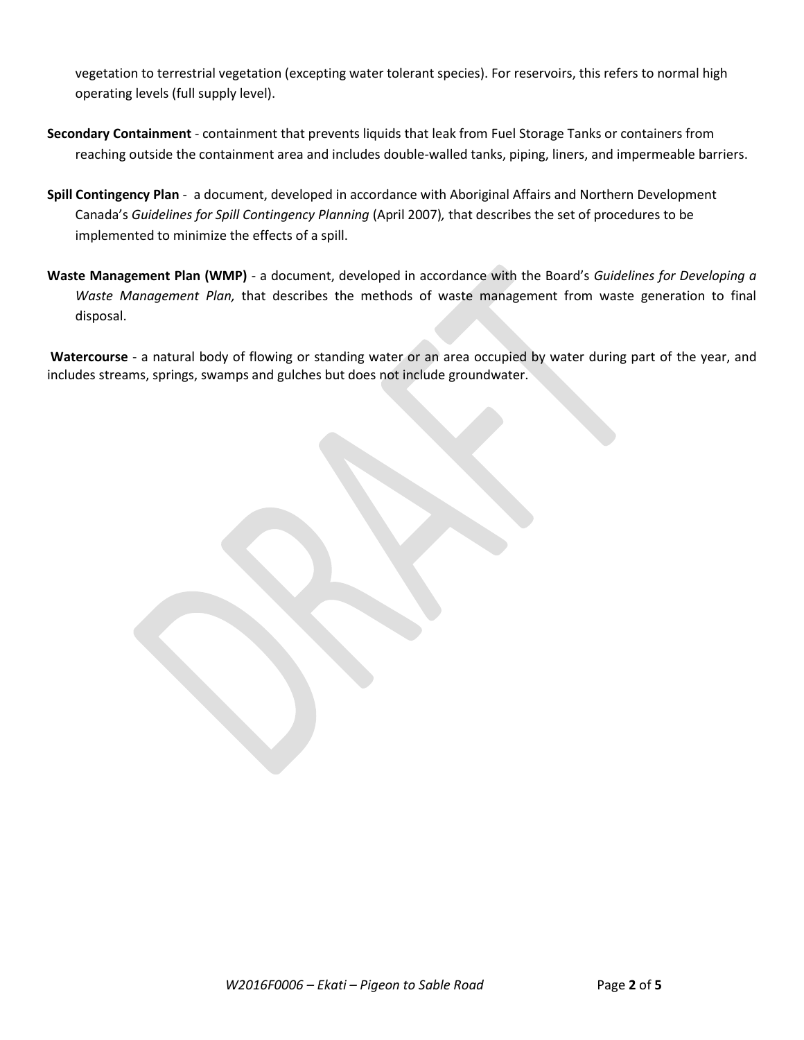vegetation to terrestrial vegetation (excepting water tolerant species). For reservoirs, this refers to normal high operating levels (full supply level).

**Secondary Containment** - containment that prevents liquids that leak from Fuel Storage Tanks or containers from reaching outside the containment area and includes double-walled tanks, piping, liners, and impermeable barriers.

**Spill Contingency Plan** - a document, developed in accordance with Aboriginal Affairs and Northern Development Canada's *Guidelines for Spill Contingency Planning* (April 2007), that describes the set of procedures to be implemented to minimize the effects of a spill.

**Waste Management Plan (WMP)** - a document, developed in accordance with the Board's *Guidelines for Developing a Waste Management Plan,* that describes the methods of waste management from waste generation to final disposal.

**Watercourse** - a natural body of flowing or standing water or an area occupied by water during part of the year, and includes streams, springs, swamps and gulches but does not include groundwater.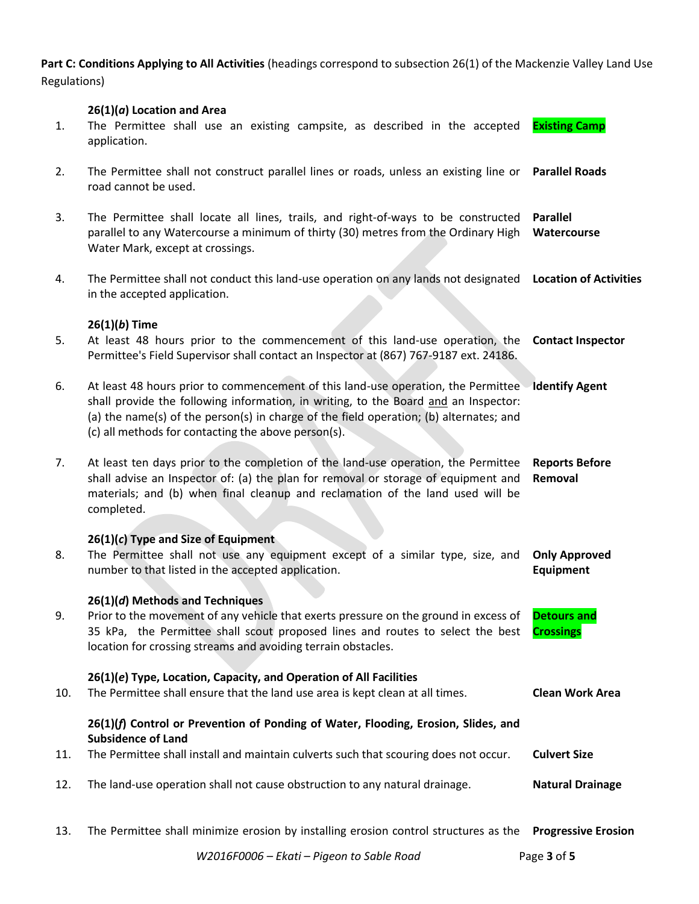**Part C: Conditions Applying to All Activities** (headings correspond to subsection 26(1) of the Mackenzie Valley Land Use Regulations)

| No. | Condition | Heading |
|---|---|---|
| | **26(1)(*a*) Location and Area** | |
| 1. | The Permittee shall use an existing campsite, as described in the accepted application. | **Existing Camp** |
| 2. | The Permittee shall not construct parallel lines or roads, unless an existing line or road cannot be used. | **Parallel Roads** |
| 3. | The Permittee shall locate all lines, trails, and right-of-ways to be constructed parallel to any Watercourse a minimum of thirty (30) metres from the Ordinary High Water Mark, except at crossings. | **Parallel Watercourse** |
| 4. | The Permittee shall not conduct this land-use operation on any lands not designated in the accepted application. | **Location of Activities** |
| | **26(1)(*b*) Time** | |
| 5. | At least 48 hours prior to the commencement of this land-use operation, the Permittee's Field Supervisor shall contact an Inspector at (867) 767-9187 ext. 24186. | **Contact Inspector** |
| 6. | At least 48 hours prior to commencement of this land-use operation, the Permittee shall provide the following information, in writing, to the Board and an Inspector: (a) the name(s) of the person(s) in charge of the field operation; (b) alternates; and (c) all methods for contacting the above person(s). | **Identify Agent** |
| 7. | At least ten days prior to the completion of the land-use operation, the Permittee shall advise an Inspector of: (a) the plan for removal or storage of equipment and materials; and (b) when final cleanup and reclamation of the land used will be completed. | **Reports Before Removal** |
| | **26(1)(*c*) Type and Size of Equipment** | |
| 8. | The Permittee shall not use any equipment except of a similar type, size, and number to that listed in the accepted application. | **Only Approved Equipment** |
| | **26(1)(*d*) Methods and Techniques** | |
| 9. | Prior to the movement of any vehicle that exerts pressure on the ground in excess of 35 kPa, the Permittee shall scout proposed lines and routes to select the best location for crossing streams and avoiding terrain obstacles. | **Detours and Crossings** |
| | **26(1)(*e*) Type, Location, Capacity, and Operation of All Facilities** | |
| 10. | The Permittee shall ensure that the land use area is kept clean at all times. | **Clean Work Area** |
| | **26(1)(*f*) Control or Prevention of Ponding of Water, Flooding, Erosion, Slides, and Subsidence of Land** | |
| 11. | The Permittee shall install and maintain culverts such that scouring does not occur. | **Culvert Size** |
| 12. | The land-use operation shall not cause obstruction to any natural drainage. | **Natural Drainage** |
| 13. | The Permittee shall minimize erosion by installing erosion control structures as the | **Progressive Erosion** |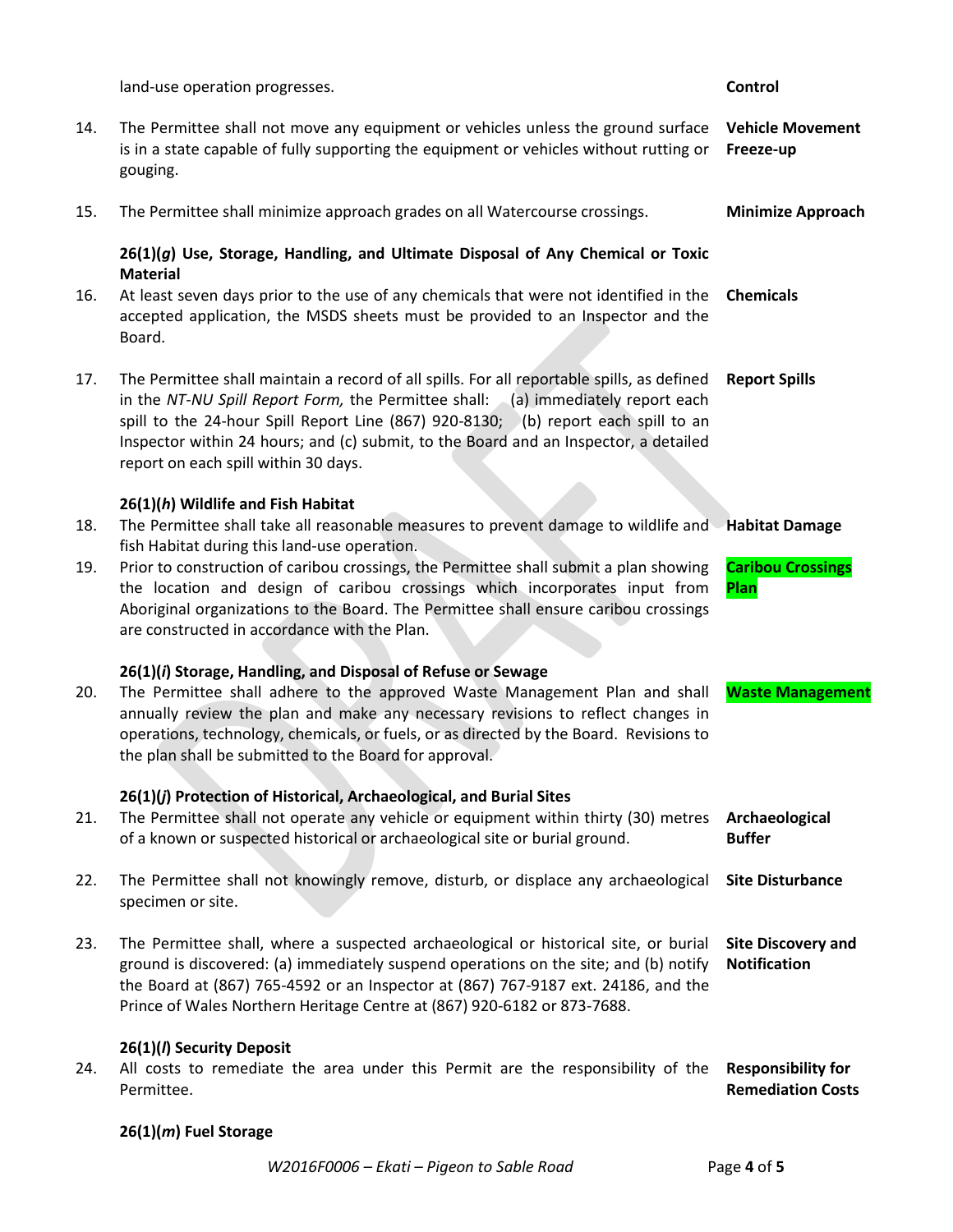| | | |
|---|---|---|
| | land-use operation progresses. | **Control** |
| 14. | The Permittee shall not move any equipment or vehicles unless the ground surface is in a state capable of fully supporting the equipment or vehicles without rutting or gouging. | **Vehicle Movement Freeze-up** |
| 15. | The Permittee shall minimize approach grades on all Watercourse crossings. | **Minimize Approach** |

**26(1)(*g*) Use, Storage, Handling, and Ultimate Disposal of Any Chemical or Toxic Material**

| | | |
|---|---|---|
| 16. | At least seven days prior to the use of any chemicals that were not identified in the accepted application, the MSDS sheets must be provided to an Inspector and the Board. | **Chemicals** |
| 17. | The Permittee shall maintain a record of all spills. For all reportable spills, as defined in the *NT-NU Spill Report Form,* the Permittee shall: (a) immediately report each spill to the 24-hour Spill Report Line (867) 920-8130; (b) report each spill to an Inspector within 24 hours; and (c) submit, to the Board and an Inspector, a detailed report on each spill within 30 days. | **Report Spills** |

**26(1)(*h*) Wildlife and Fish Habitat**

| | | |
|---|---|---|
| 18. | The Permittee shall take all reasonable measures to prevent damage to wildlife and fish Habitat during this land-use operation. | **Habitat Damage** |
| 19. | Prior to construction of caribou crossings, the Permittee shall submit a plan showing the location and design of caribou crossings which incorporates input from Aboriginal organizations to the Board. The Permittee shall ensure caribou crossings are constructed in accordance with the Plan. | **Caribou Crossings Plan** |

**26(1)(*i*) Storage, Handling, and Disposal of Refuse or Sewage**

| | | |
|---|---|---|
| 20. | The Permittee shall adhere to the approved Waste Management Plan and shall annually review the plan and make any necessary revisions to reflect changes in operations, technology, chemicals, or fuels, or as directed by the Board. Revisions to the plan shall be submitted to the Board for approval. | **Waste Management** |

**26(1)(*j*) Protection of Historical, Archaeological, and Burial Sites**

| | | |
|---|---|---|
| 21. | The Permittee shall not operate any vehicle or equipment within thirty (30) metres of a known or suspected historical or archaeological site or burial ground. | **Archaeological Buffer** |
| 22. | The Permittee shall not knowingly remove, disturb, or displace any archaeological specimen or site. | **Site Disturbance** |
| 23. | The Permittee shall, where a suspected archaeological or historical site, or burial ground is discovered: (a) immediately suspend operations on the site; and (b) notify the Board at (867) 765-4592 or an Inspector at (867) 767-9187 ext. 24186, and the Prince of Wales Northern Heritage Centre at (867) 920-6182 or 873-7688. | **Site Discovery and Notification** |

**26(1)(*l*) Security Deposit**

| | | |
|---|---|---|
| 24. | All costs to remediate the area under this Permit are the responsibility of the Permittee. | **Responsibility for Remediation Costs** |

**26(1)(*m*) Fuel Storage**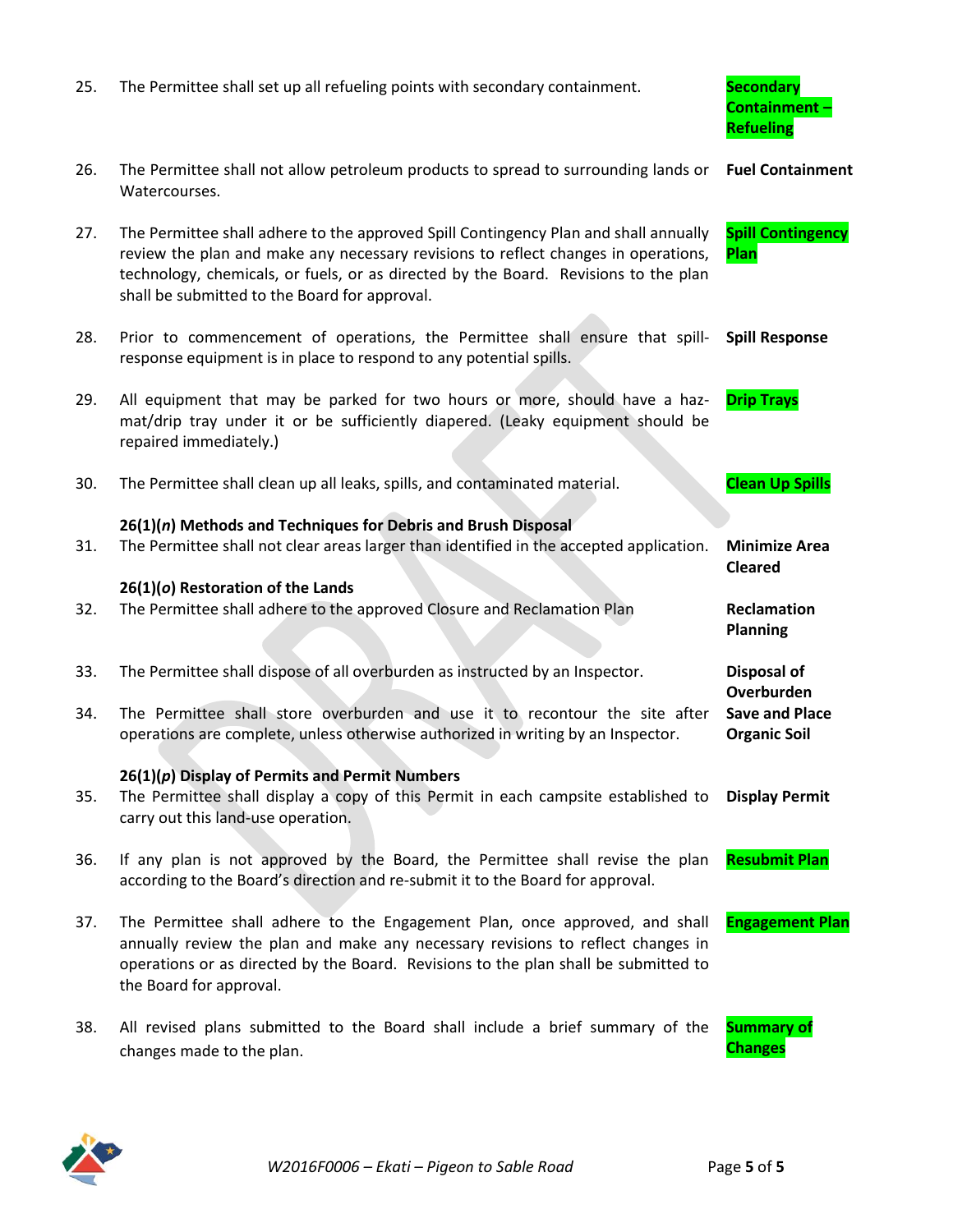25. The Permittee shall set up all refueling points with secondary containment. **Secondary Containment – Refueling**

26. The Permittee shall not allow petroleum products to spread to surrounding lands or Watercourses. **Fuel Containment**

27. The Permittee shall adhere to the approved Spill Contingency Plan and shall annually review the plan and make any necessary revisions to reflect changes in operations, technology, chemicals, or fuels, or as directed by the Board. Revisions to the plan shall be submitted to the Board for approval. **Spill Contingency Plan**

28. Prior to commencement of operations, the Permittee shall ensure that spill-response equipment is in place to respond to any potential spills. **Spill Response**

29. All equipment that may be parked for two hours or more, should have a haz-mat/drip tray under it or be sufficiently diapered. (Leaky equipment should be repaired immediately.) **Drip Trays**

30. The Permittee shall clean up all leaks, spills, and contaminated material. **Clean Up Spills**

**26(1)(*n*) Methods and Techniques for Debris and Brush Disposal**

31. The Permittee shall not clear areas larger than identified in the accepted application. **Minimize Area Cleared**

**26(1)(*o*) Restoration of the Lands**

32. The Permittee shall adhere to the approved Closure and Reclamation Plan **Reclamation Planning**

33. The Permittee shall dispose of all overburden as instructed by an Inspector. **Disposal of Overburden**

34. The Permittee shall store overburden and use it to recontour the site after operations are complete, unless otherwise authorized in writing by an Inspector. **Save and Place Organic Soil**

**26(1)(*p*) Display of Permits and Permit Numbers**

35. The Permittee shall display a copy of this Permit in each campsite established to carry out this land-use operation. **Display Permit**

36. If any plan is not approved by the Board, the Permittee shall revise the plan according to the Board's direction and re-submit it to the Board for approval. **Resubmit Plan**

37. The Permittee shall adhere to the Engagement Plan, once approved, and shall annually review the plan and make any necessary revisions to reflect changes in operations or as directed by the Board. Revisions to the plan shall be submitted to the Board for approval. **Engagement Plan**

38. All revised plans submitted to the Board shall include a brief summary of the changes made to the plan. **Summary of Changes**